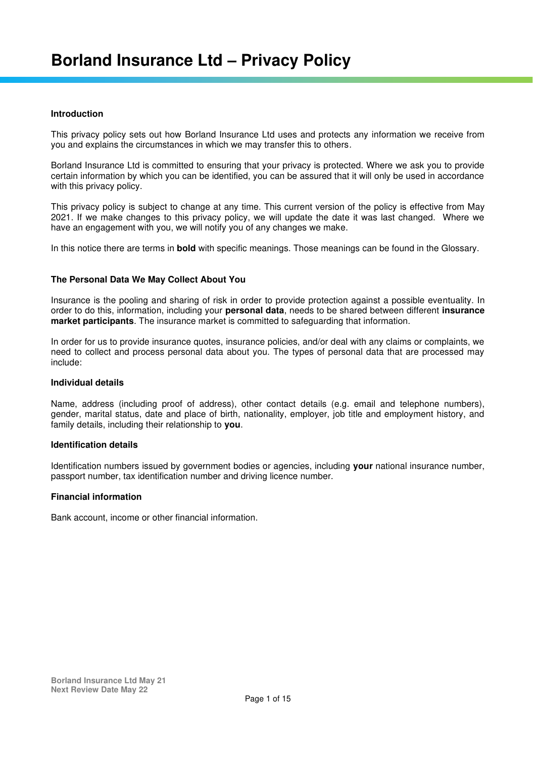# Borland Insurance Ltd – Privacy Policy

**Introduction**

This privacy policy sets out how Borland Insurance Ltd uses and protects any information we receive from you and explains the circumstances in which we may transfer this to others.

Borland Insurance Ltd is committed to ensuring that your privacy is protected. Where we ask you to provide certain information by which you can be identified, you can be assured that it will only be used in accordance with this privacy policy.

This privacy policy is subject to change at any time. This current version of the policy is effective from May 2021. If we make changes to this privacy policy, we will update the date it was last changed. Where we have an engagement with you, we will notify you of any changes we make.

In this notice there are terms in **bold** with specific meanings. Those meanings can be found in the Glossary.

**The Personal Data We May Collect About You**

Insurance is the pooling and sharing of risk in order to provide protection against a possible eventuality. In order to do this, information, including your **personal data**, needs to be shared between different **insurance market participants**. The insurance market is committed to safeguarding that information.

In order for us to provide insurance quotes, insurance policies, and/or deal with any claims or complaints, we need to collect and process personal data about you. The types of personal data that are processed may include:

**Individual details**

Name, address (including proof of address), other contact details (e.g. email and telephone numbers), gender, marital status, date and place of birth, nationality, employer, job title and employment history, and family details, including their relationship to **you**.

**Identification details**

Identification numbers issued by government bodies or agencies, including **your** national insurance number, passport number, tax identification number and driving licence number.

**Financial information**

Bank account, income or other financial information.

**Borland Insurance Ltd May 21**
**Next Review Date May 22**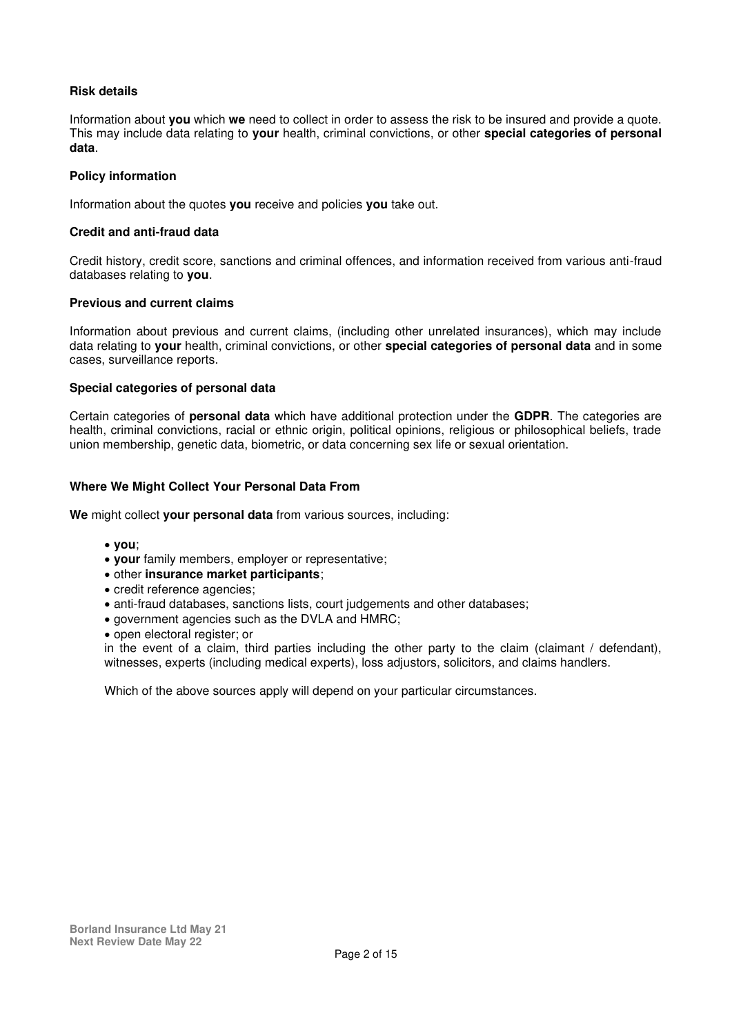**Risk details**

Information about **you** which **we** need to collect in order to assess the risk to be insured and provide a quote. This may include data relating to **your** health, criminal convictions, or other **special categories of personal data**.

**Policy information**

Information about the quotes **you** receive and policies **you** take out.

**Credit and anti-fraud data**

Credit history, credit score, sanctions and criminal offences, and information received from various anti-fraud databases relating to **you**.

**Previous and current claims**

Information about previous and current claims, (including other unrelated insurances), which may include data relating to **your** health, criminal convictions, or other **special categories of personal data** and in some cases, surveillance reports.

**Special categories of personal data**

Certain categories of **personal data** which have additional protection under the **GDPR**. The categories are health, criminal convictions, racial or ethnic origin, political opinions, religious or philosophical beliefs, trade union membership, genetic data, biometric, or data concerning sex life or sexual orientation.

**Where We Might Collect Your Personal Data From**

**We** might collect **your personal data** from various sources, including:

- **you**;
- **your** family members, employer or representative;
- other **insurance market participants**;
- credit reference agencies;
- anti-fraud databases, sanctions lists, court judgements and other databases;
- government agencies such as the DVLA and HMRC;
- open electoral register; or

in the event of a claim, third parties including the other party to the claim (claimant / defendant), witnesses, experts (including medical experts), loss adjustors, solicitors, and claims handlers.

Which of the above sources apply will depend on your particular circumstances.

**Borland Insurance Ltd May 21**
**Next Review Date May 22**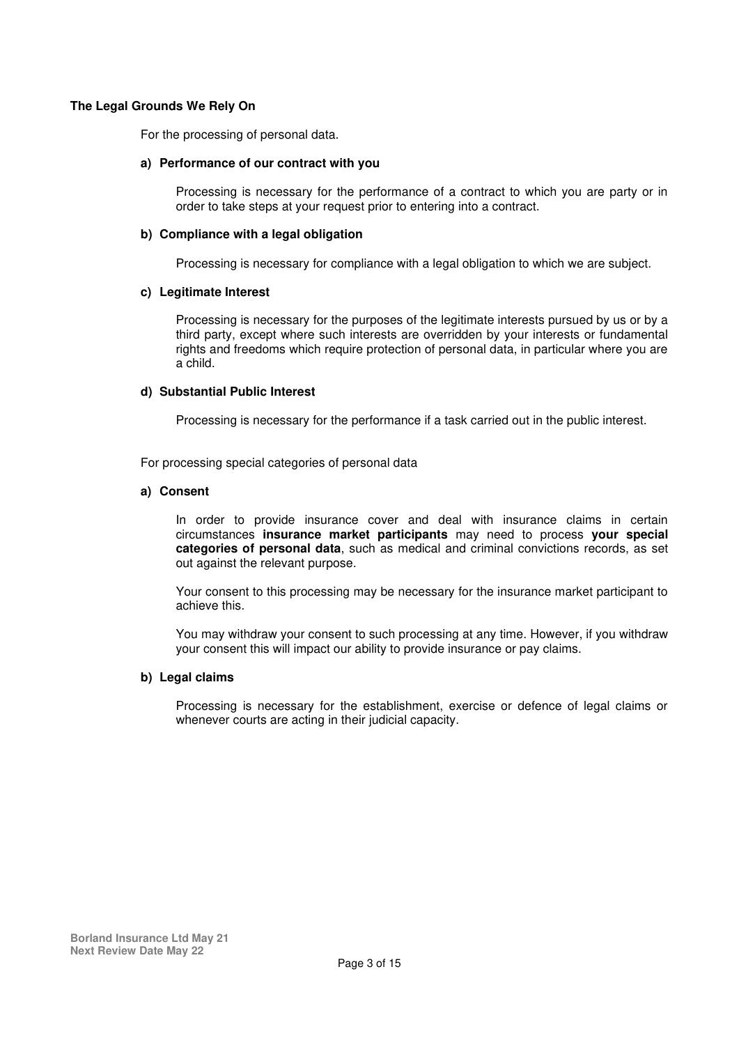**The Legal Grounds We Rely On**

For the processing of personal data.

**a) Performance of our contract with you**

Processing is necessary for the performance of a contract to which you are party or in order to take steps at your request prior to entering into a contract.

**b) Compliance with a legal obligation**

Processing is necessary for compliance with a legal obligation to which we are subject.

**c) Legitimate Interest**

Processing is necessary for the purposes of the legitimate interests pursued by us or by a third party, except where such interests are overridden by your interests or fundamental rights and freedoms which require protection of personal data, in particular where you are a child.

**d) Substantial Public Interest**

Processing is necessary for the performance if a task carried out in the public interest.

For processing special categories of personal data

**a) Consent**

In order to provide insurance cover and deal with insurance claims in certain circumstances **insurance market participants** may need to process **your special categories of personal data**, such as medical and criminal convictions records, as set out against the relevant purpose.

Your consent to this processing may be necessary for the insurance market participant to achieve this.

You may withdraw your consent to such processing at any time. However, if you withdraw your consent this will impact our ability to provide insurance or pay claims.

**b) Legal claims**

Processing is necessary for the establishment, exercise or defence of legal claims or whenever courts are acting in their judicial capacity.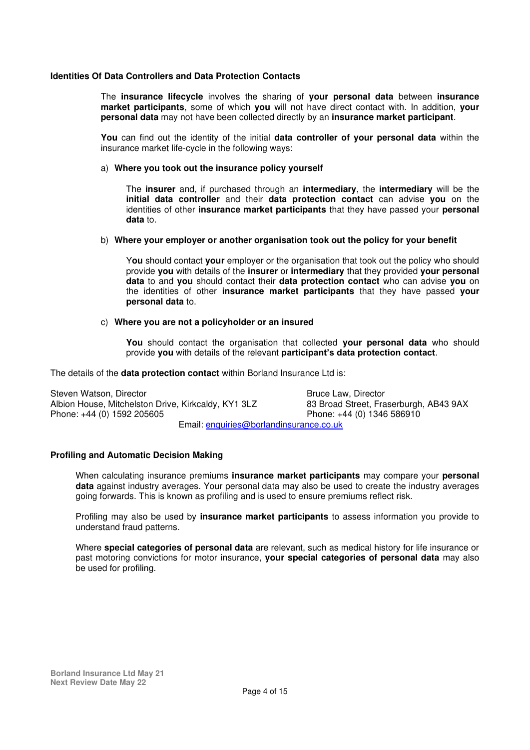### Identities Of Data Controllers and Data Protection Contacts

The **insurance lifecycle** involves the sharing of **your personal data** between **insurance market participants**, some of which **you** will not have direct contact with. In addition, **your personal data** may not have been collected directly by an **insurance market participant**.

**You** can find out the identity of the initial **data controller of your personal data** within the insurance market life-cycle in the following ways:

a) **Where you took out the insurance policy yourself**

The **insurer** and, if purchased through an **intermediary**, the **intermediary** will be the **initial data controller** and their **data protection contact** can advise **you** on the identities of other **insurance market participants** that they have passed your **personal data** to.

b) **Where your employer or another organisation took out the policy for your benefit**

Y**ou** should contact **your** employer or the organisation that took out the policy who should provide **you** with details of the **insurer** or **intermediary** that they provided **your personal data** to and **you** should contact their **data protection contact** who can advise **you** on the identities of other **insurance market participants** that they have passed **your personal data** to.

c) **Where you are not a policyholder or an insured**

**You** should contact the organisation that collected **your personal data** who should provide **you** with details of the relevant **participant's data protection contact**.

The details of the **data protection contact** within Borland Insurance Ltd is:

Steven Watson, Director
Albion House, Mitchelston Drive, Kirkcaldy, KY1 3LZ
Phone: +44 (0) 1592 205605

Bruce Law, Director
83 Broad Street, Fraserburgh, AB43 9AX
Phone: +44 (0) 1346 586910

Email: enquiries@borlandinsurance.co.uk

### Profiling and Automatic Decision Making

When calculating insurance premiums **insurance market participants** may compare your **personal data** against industry averages. Your personal data may also be used to create the industry averages going forwards. This is known as profiling and is used to ensure premiums reflect risk.

Profiling may also be used by **insurance market participants** to assess information you provide to understand fraud patterns.

Where **special categories of personal data** are relevant, such as medical history for life insurance or past motoring convictions for motor insurance, **your special categories of personal data** may also be used for profiling.

**Borland Insurance Ltd May 21**
**Next Review Date May 22**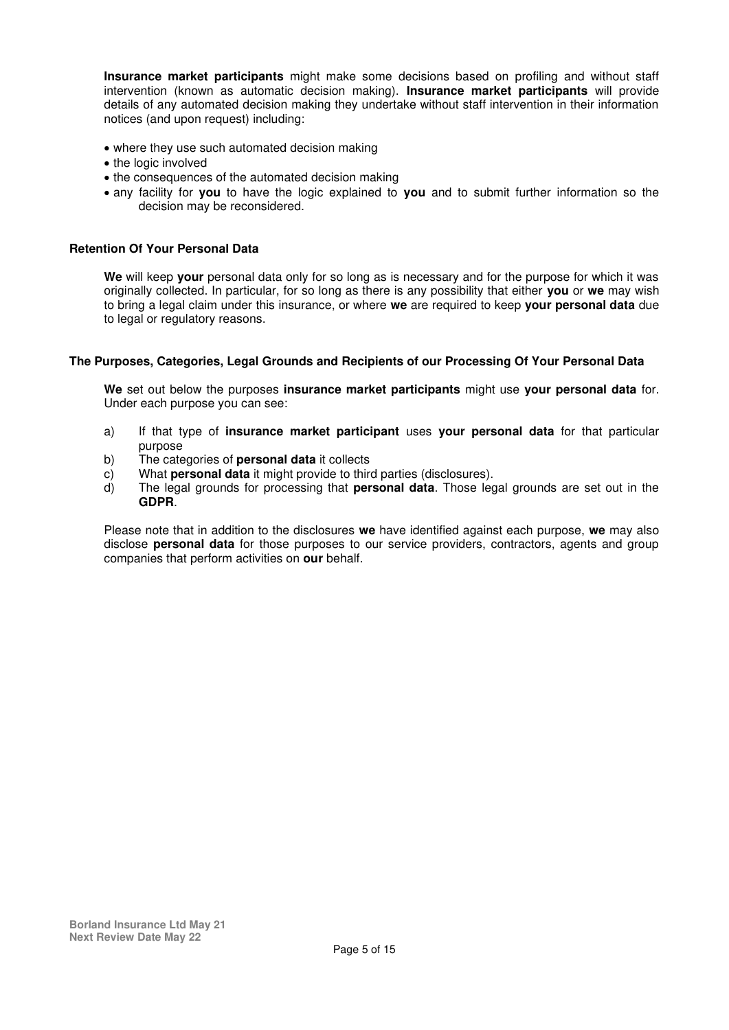**Insurance market participants** might make some decisions based on profiling and without staff intervention (known as automatic decision making). **Insurance market participants** will provide details of any automated decision making they undertake without staff intervention in their information notices (and upon request) including:

- where they use such automated decision making
- the logic involved
- the consequences of the automated decision making
- any facility for **you** to have the logic explained to **you** and to submit further information so the decision may be reconsidered.

**Retention Of Your Personal Data**

**We** will keep **your** personal data only for so long as is necessary and for the purpose for which it was originally collected. In particular, for so long as there is any possibility that either **you** or **we** may wish to bring a legal claim under this insurance, or where **we** are required to keep **your personal data** due to legal or regulatory reasons.

**The Purposes, Categories, Legal Grounds and Recipients of our Processing Of Your Personal Data**

**We** set out below the purposes **insurance market participants** might use **your personal data** for. Under each purpose you can see:

a) If that type of **insurance market participant** uses **your personal data** for that particular purpose
b) The categories of **personal data** it collects
c) What **personal data** it might provide to third parties (disclosures).
d) The legal grounds for processing that **personal data**. Those legal grounds are set out in the **GDPR**.

Please note that in addition to the disclosures **we** have identified against each purpose, **we** may also disclose **personal data** for those purposes to our service providers, contractors, agents and group companies that perform activities on **our** behalf.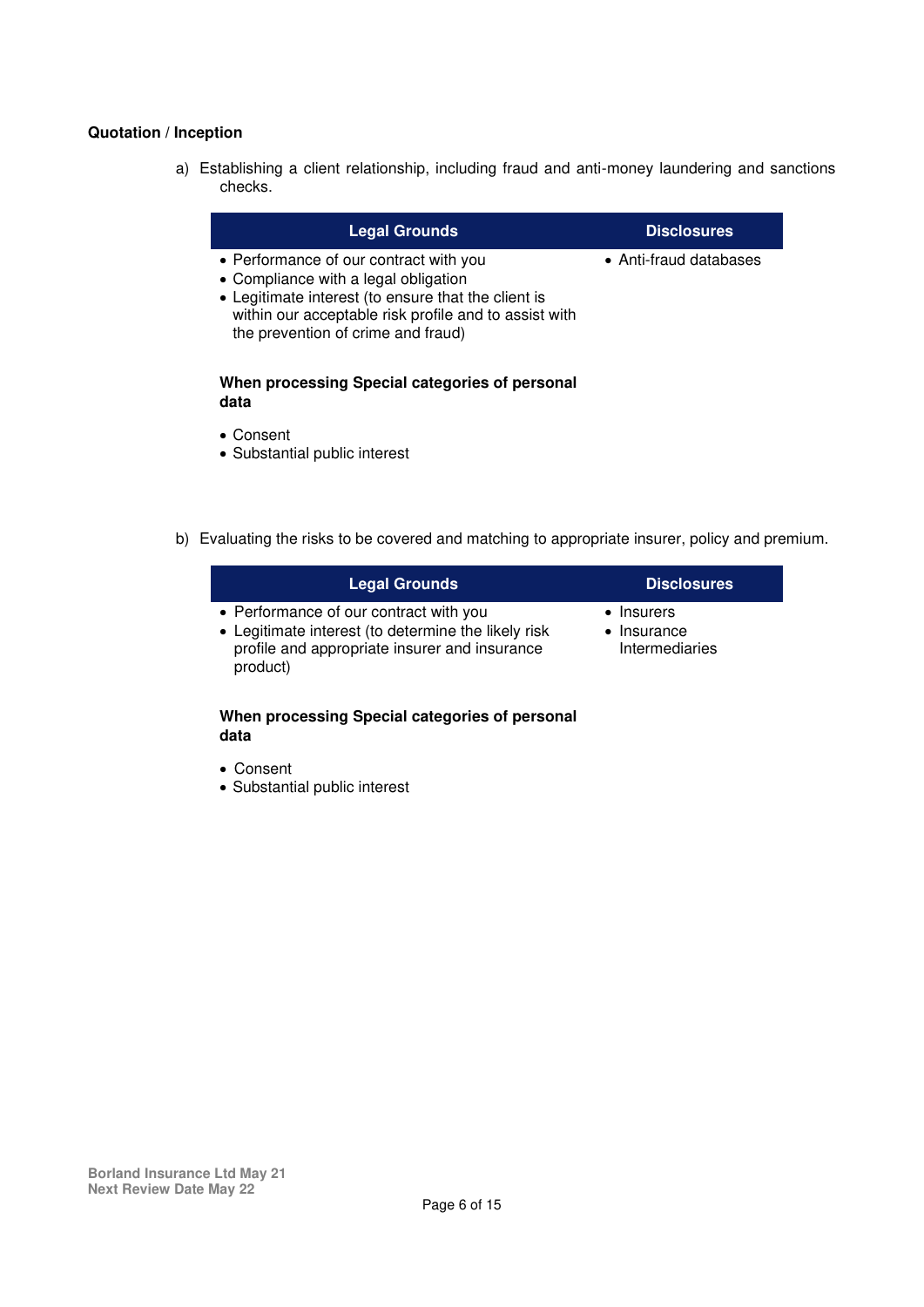**Quotation / Inception**

a) Establishing a client relationship, including fraud and anti-money laundering and sanctions checks.

| Legal Grounds | Disclosures |
|---|---|
| • Performance of our contract with you<br>• Compliance with a legal obligation<br>• Legitimate interest (to ensure that the client is within our acceptable risk profile and to assist with the prevention of crime and fraud)<br><br>**When processing Special categories of personal data**<br><br>• Consent<br>• Substantial public interest | • Anti-fraud databases |

b) Evaluating the risks to be covered and matching to appropriate insurer, policy and premium.

| Legal Grounds | Disclosures |
|---|---|
| • Performance of our contract with you<br>• Legitimate interest (to determine the likely risk profile and appropriate insurer and insurance product)<br><br>**When processing Special categories of personal data**<br><br>• Consent<br>• Substantial public interest | • Insurers<br>• Insurance Intermediaries |

**Borland Insurance Ltd May 21**
**Next Review Date May 22**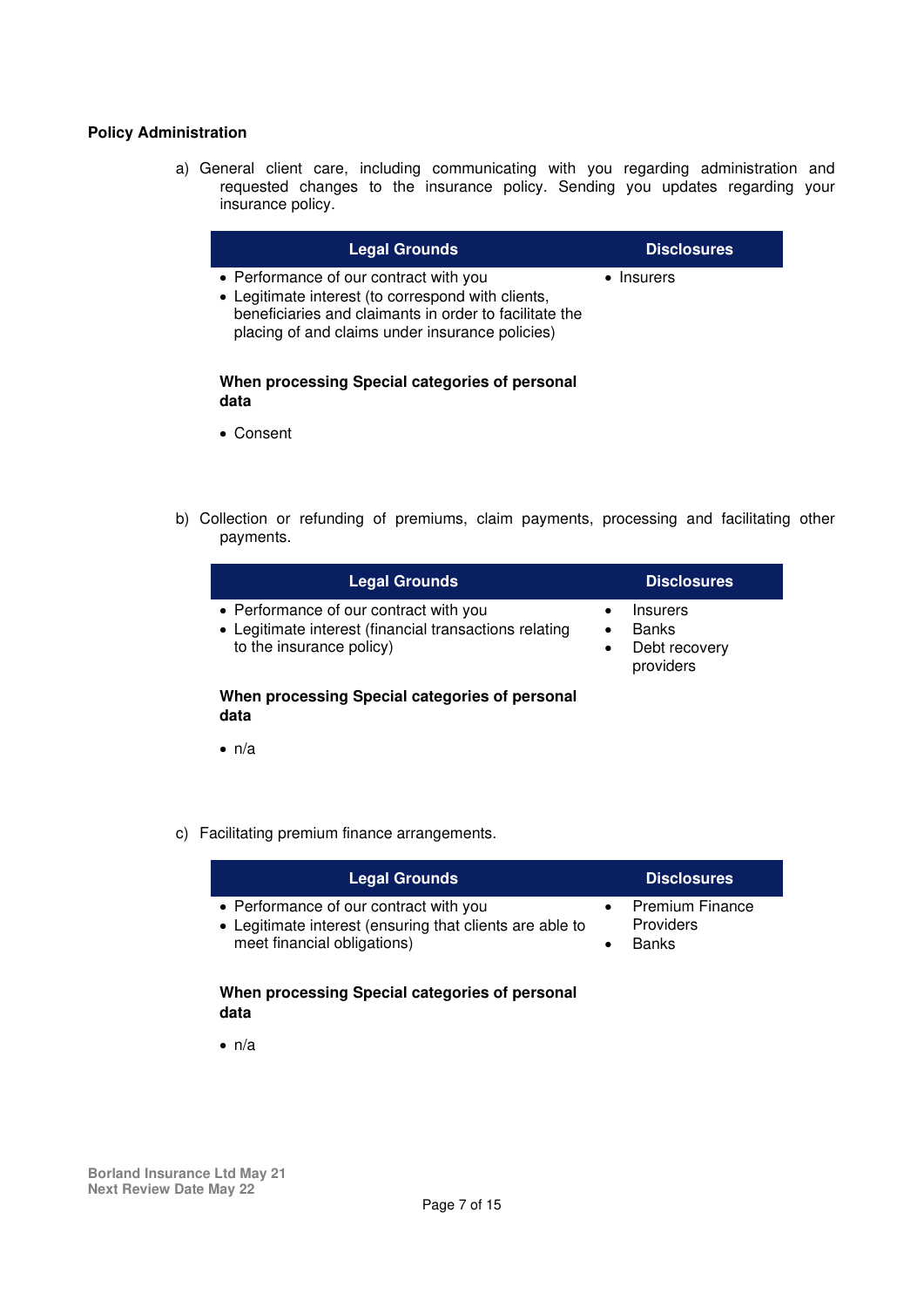**Policy Administration**

a) General client care, including communicating with you regarding administration and requested changes to the insurance policy. Sending you updates regarding your insurance policy.

| Legal Grounds | Disclosures |
|---|---|
| • Performance of our contract with you<br>• Legitimate interest (to correspond with clients, beneficiaries and claimants in order to facilitate the placing of and claims under insurance policies)<br><br>**When processing Special categories of personal data**<br><br>• Consent | • Insurers |

b) Collection or refunding of premiums, claim payments, processing and facilitating other payments.

| Legal Grounds | Disclosures |
|---|---|
| • Performance of our contract with you<br>• Legitimate interest (financial transactions relating to the insurance policy)<br><br>**When processing Special categories of personal data**<br><br>• n/a | • Insurers<br>• Banks<br>• Debt recovery providers |

c) Facilitating premium finance arrangements.

| Legal Grounds | Disclosures |
|---|---|
| • Performance of our contract with you<br>• Legitimate interest (ensuring that clients are able to meet financial obligations)<br><br>**When processing Special categories of personal data**<br><br>• n/a | • Premium Finance Providers<br>• Banks |

Borland Insurance Ltd May 21
Next Review Date May 22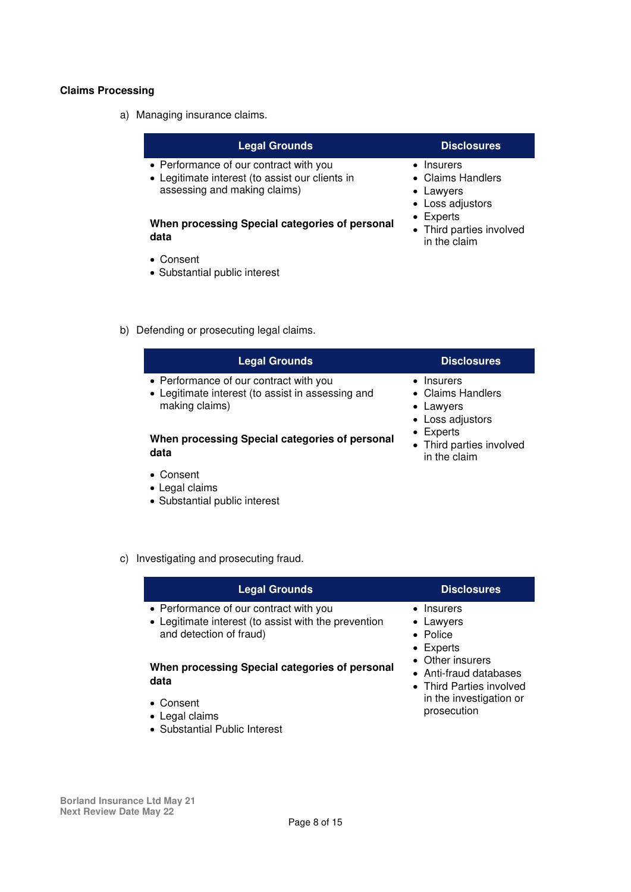**Claims Processing**

a) Managing insurance claims.

| Legal Grounds | Disclosures |
|---|---|
| • Performance of our contract with you<br>• Legitimate interest (to assist our clients in assessing and making claims)<br><br>**When processing Special categories of personal data**<br><br>• Consent<br>• Substantial public interest | • Insurers<br>• Claims Handlers<br>• Lawyers<br>• Loss adjustors<br>• Experts<br>• Third parties involved in the claim |

b) Defending or prosecuting legal claims.

| Legal Grounds | Disclosures |
|---|---|
| • Performance of our contract with you<br>• Legitimate interest (to assist in assessing and making claims)<br><br>**When processing Special categories of personal data**<br><br>• Consent<br>• Legal claims<br>• Substantial public interest | • Insurers<br>• Claims Handlers<br>• Lawyers<br>• Loss adjustors<br>• Experts<br>• Third parties involved in the claim |

c) Investigating and prosecuting fraud.

| Legal Grounds | Disclosures |
|---|---|
| • Performance of our contract with you<br>• Legitimate interest (to assist with the prevention and detection of fraud)<br><br>**When processing Special categories of personal data**<br><br>• Consent<br>• Legal claims<br>• Substantial Public Interest | • Insurers<br>• Lawyers<br>• Police<br>• Experts<br>• Other insurers<br>• Anti-fraud databases<br>• Third Parties involved in the investigation or prosecution |

**Borland Insurance Ltd May 21**
**Next Review Date May 22**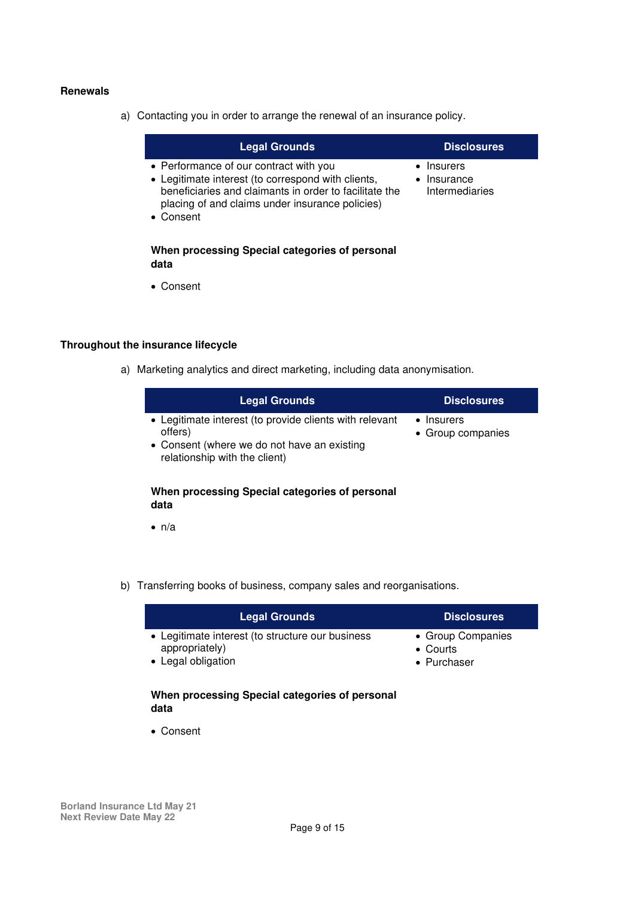**Renewals**

a) Contacting you in order to arrange the renewal of an insurance policy.

| Legal Grounds | Disclosures |
|---|---|
| • Performance of our contract with you<br>• Legitimate interest (to correspond with clients, beneficiaries and claimants in order to facilitate the placing of and claims under insurance policies)<br>• Consent<br><br>**When processing Special categories of personal data**<br><br>• Consent | • Insurers<br>• Insurance Intermediaries |

**Throughout the insurance lifecycle**

a) Marketing analytics and direct marketing, including data anonymisation.

| Legal Grounds | Disclosures |
|---|---|
| • Legitimate interest (to provide clients with relevant offers)<br>• Consent (where we do not have an existing relationship with the client)<br><br>**When processing Special categories of personal data**<br><br>• n/a | • Insurers<br>• Group companies |

b) Transferring books of business, company sales and reorganisations.

| Legal Grounds | Disclosures |
|---|---|
| • Legitimate interest (to structure our business appropriately)<br>• Legal obligation<br><br>**When processing Special categories of personal data**<br><br>• Consent | • Group Companies<br>• Courts<br>• Purchaser |

**Borland Insurance Ltd May 21**
**Next Review Date May 22**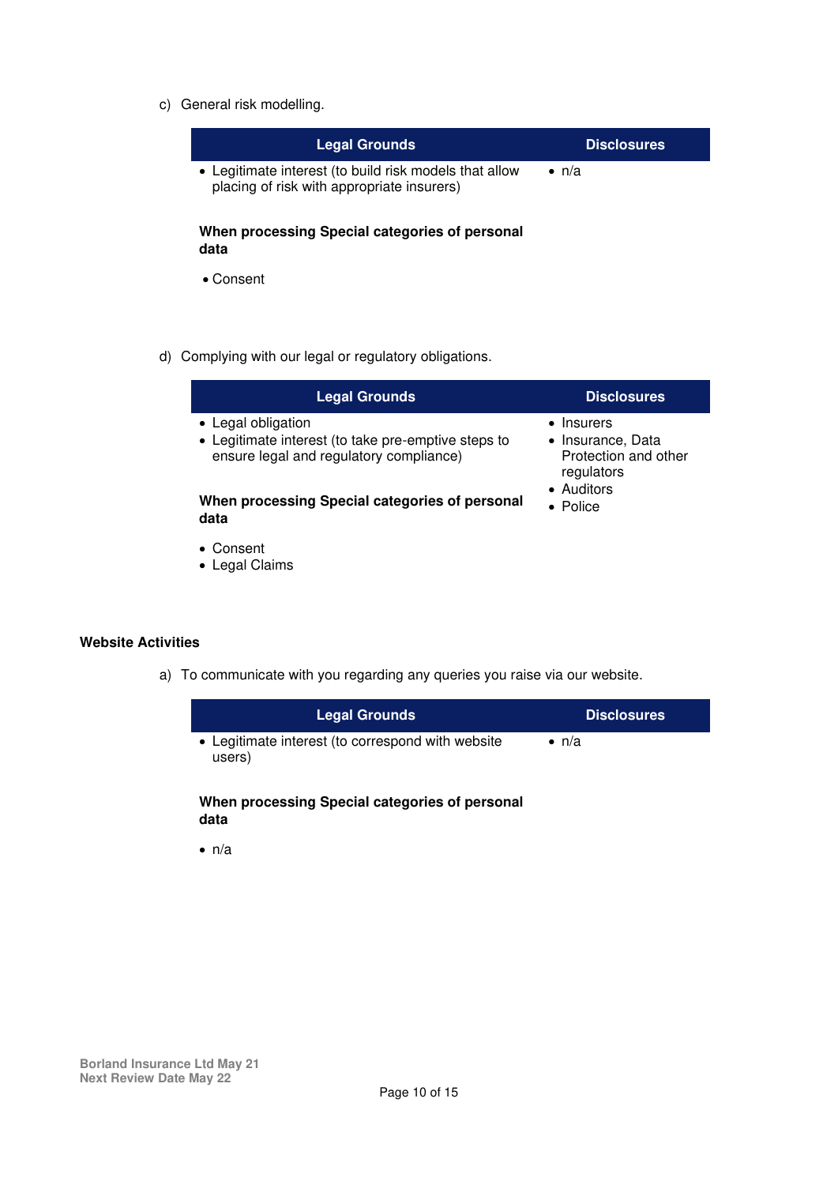c) General risk modelling.

| Legal Grounds | Disclosures |
| --- | --- |
| • Legitimate interest (to build risk models that allow placing of risk with appropriate insurers)<br><br>**When processing Special categories of personal data**<br><br>• Consent | • n/a |

d) Complying with our legal or regulatory obligations.

| Legal Grounds | Disclosures |
| --- | --- |
| • Legal obligation<br>• Legitimate interest (to take pre-emptive steps to ensure legal and regulatory compliance)<br><br>**When processing Special categories of personal data**<br><br>• Consent<br>• Legal Claims | • Insurers<br>• Insurance, Data Protection and other regulators<br>• Auditors<br>• Police |

**Website Activities**

a) To communicate with you regarding any queries you raise via our website.

| Legal Grounds | Disclosures |
| --- | --- |
| • Legitimate interest (to correspond with website users)<br><br>**When processing Special categories of personal data**<br><br>• n/a | • n/a |

Borland Insurance Ltd May 21
Next Review Date May 22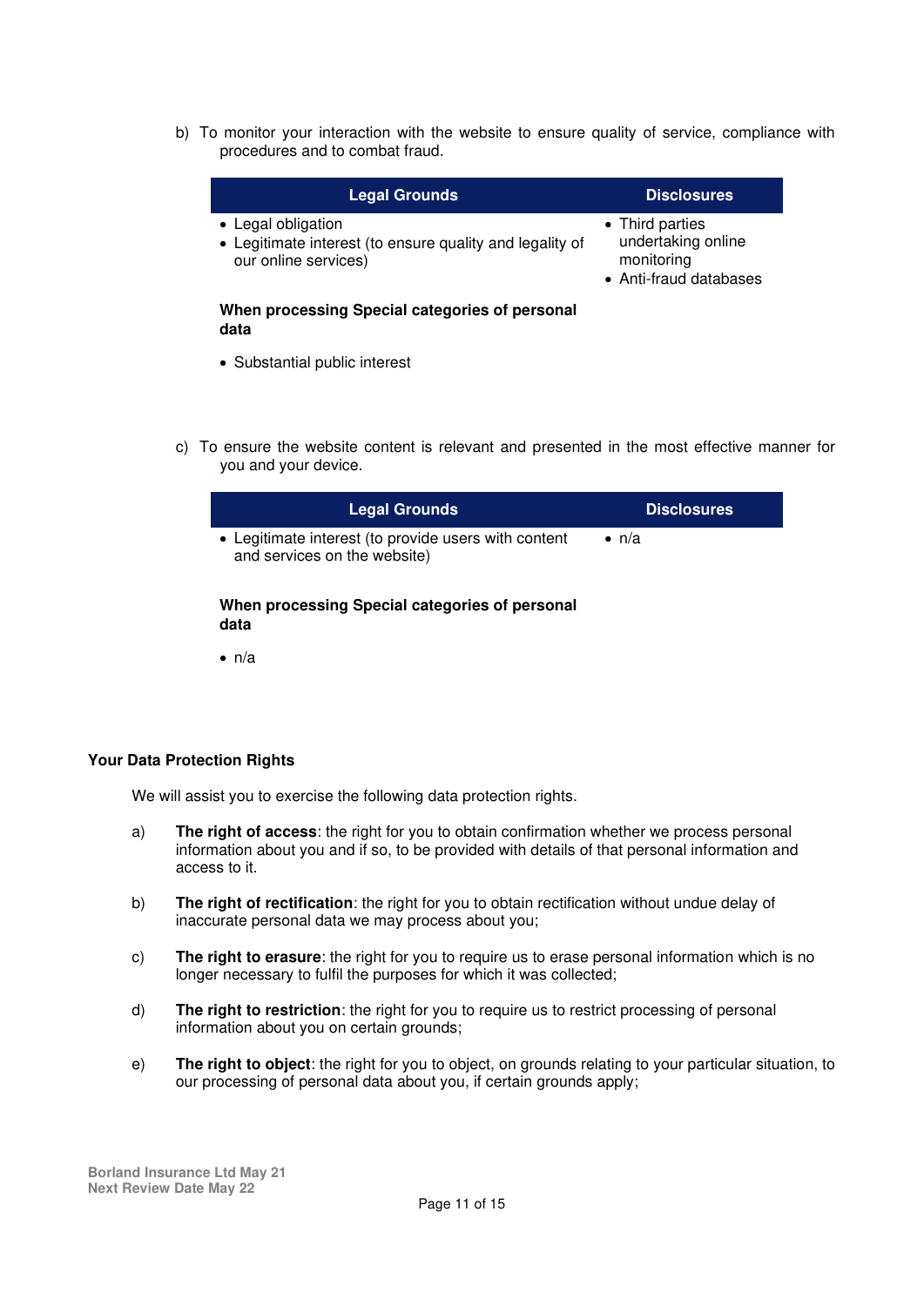b) To monitor your interaction with the website to ensure quality of service, compliance with procedures and to combat fraud.

| Legal Grounds | Disclosures |
|---|---|
| • Legal obligation<br>• Legitimate interest (to ensure quality and legality of our online services)<br><br>**When processing Special categories of personal data**<br><br>• Substantial public interest | • Third parties undertaking online monitoring<br>• Anti-fraud databases |

c) To ensure the website content is relevant and presented in the most effective manner for you and your device.

| Legal Grounds | Disclosures |
|---|---|
| • Legitimate interest (to provide users with content and services on the website)<br><br>**When processing Special categories of personal data**<br><br>• n/a | • n/a |

**Your Data Protection Rights**

We will assist you to exercise the following data protection rights.

a) **The right of access**: the right for you to obtain confirmation whether we process personal information about you and if so, to be provided with details of that personal information and access to it.

b) **The right of rectification**: the right for you to obtain rectification without undue delay of inaccurate personal data we may process about you;

c) **The right to erasure**: the right for you to require us to erase personal information which is no longer necessary to fulfil the purposes for which it was collected;

d) **The right to restriction**: the right for you to require us to restrict processing of personal information about you on certain grounds;

e) **The right to object**: the right for you to object, on grounds relating to your particular situation, to our processing of personal data about you, if certain grounds apply;

Borland Insurance Ltd May 21
Next Review Date May 22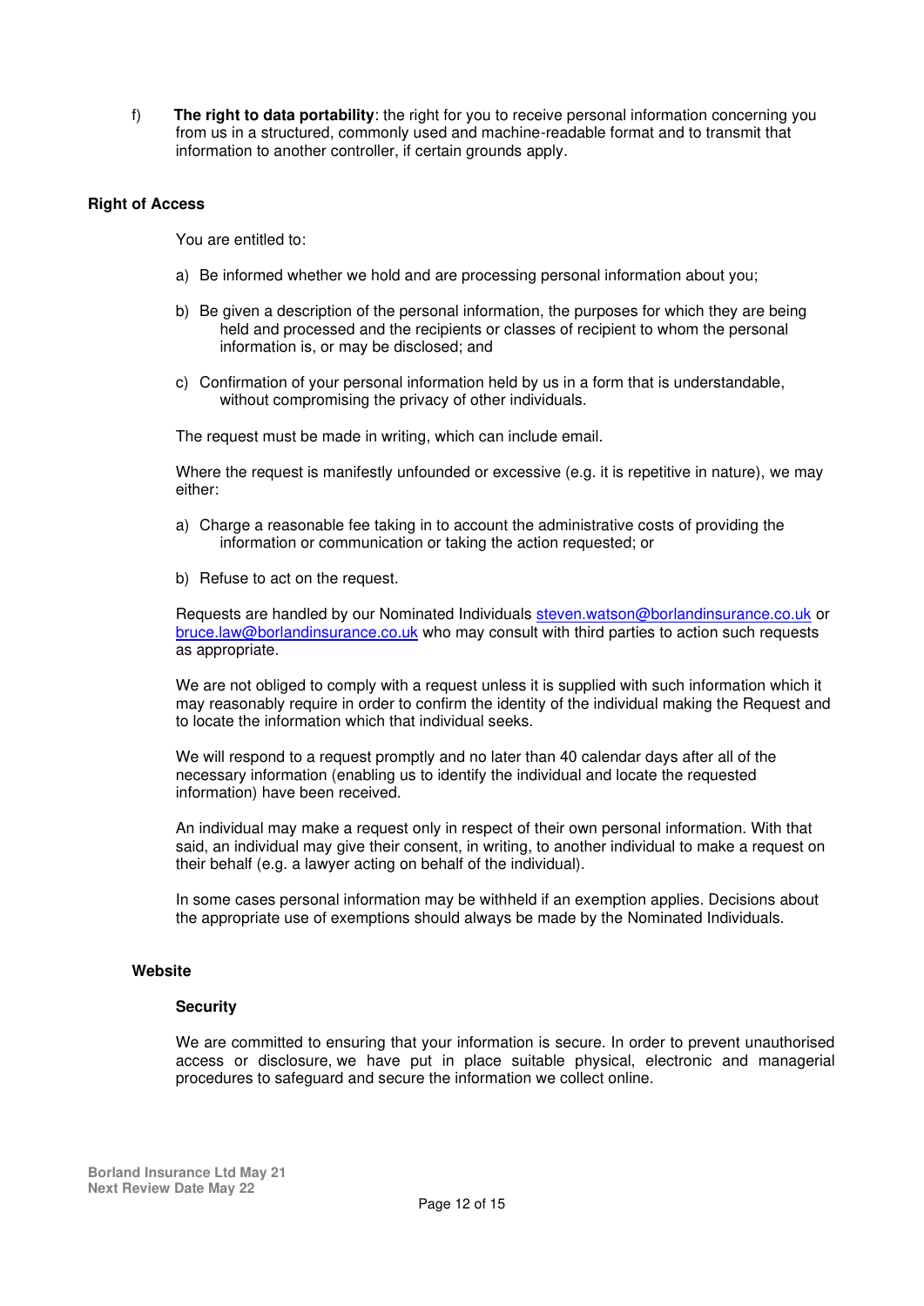f) **The right to data portability**: the right for you to receive personal information concerning you from us in a structured, commonly used and machine-readable format and to transmit that information to another controller, if certain grounds apply.

**Right of Access**

You are entitled to:

a) Be informed whether we hold and are processing personal information about you;

b) Be given a description of the personal information, the purposes for which they are being held and processed and the recipients or classes of recipient to whom the personal information is, or may be disclosed; and

c) Confirmation of your personal information held by us in a form that is understandable, without compromising the privacy of other individuals.

The request must be made in writing, which can include email.

Where the request is manifestly unfounded or excessive (e.g. it is repetitive in nature), we may either:

a) Charge a reasonable fee taking in to account the administrative costs of providing the information or communication or taking the action requested; or

b) Refuse to act on the request.

Requests are handled by our Nominated Individuals steven.watson@borlandinsurance.co.uk or bruce.law@borlandinsurance.co.uk who may consult with third parties to action such requests as appropriate.

We are not obliged to comply with a request unless it is supplied with such information which it may reasonably require in order to confirm the identity of the individual making the Request and to locate the information which that individual seeks.

We will respond to a request promptly and no later than 40 calendar days after all of the necessary information (enabling us to identify the individual and locate the requested information) have been received.

An individual may make a request only in respect of their own personal information. With that said, an individual may give their consent, in writing, to another individual to make a request on their behalf (e.g. a lawyer acting on behalf of the individual).

In some cases personal information may be withheld if an exemption applies. Decisions about the appropriate use of exemptions should always be made by the Nominated Individuals.

**Website**

**Security**

We are committed to ensuring that your information is secure. In order to prevent unauthorised access or disclosure, we have put in place suitable physical, electronic and managerial procedures to safeguard and secure the information we collect online.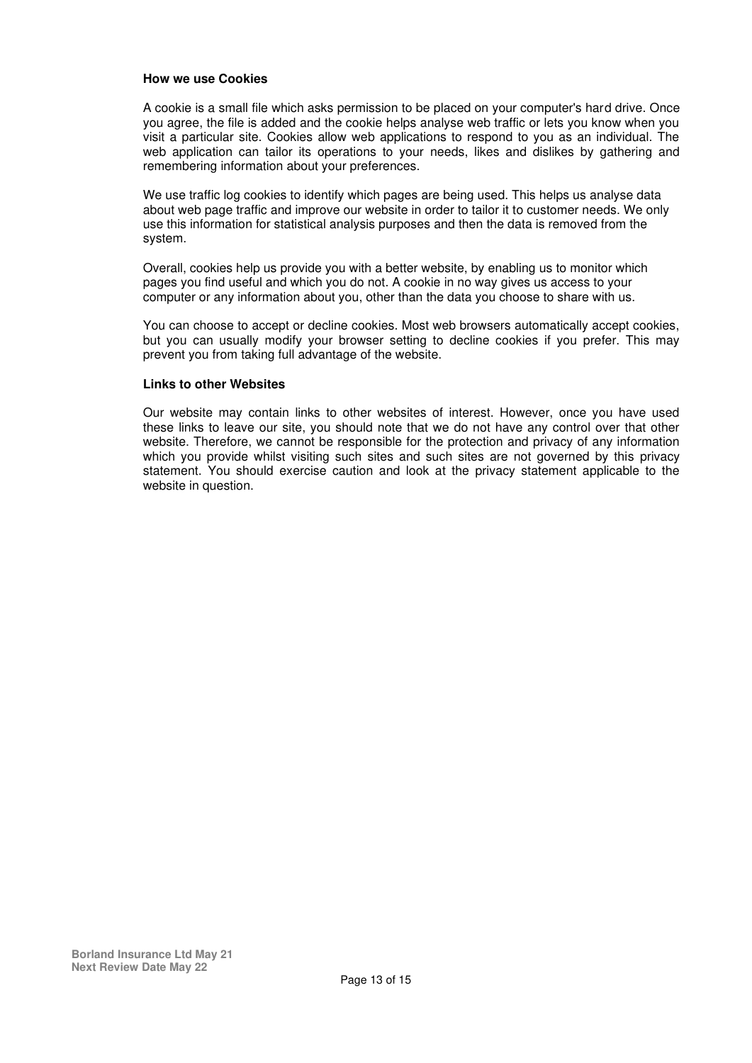**How we use Cookies**

A cookie is a small file which asks permission to be placed on your computer's hard drive. Once you agree, the file is added and the cookie helps analyse web traffic or lets you know when you visit a particular site. Cookies allow web applications to respond to you as an individual. The web application can tailor its operations to your needs, likes and dislikes by gathering and remembering information about your preferences.

We use traffic log cookies to identify which pages are being used. This helps us analyse data about web page traffic and improve our website in order to tailor it to customer needs. We only use this information for statistical analysis purposes and then the data is removed from the system.

Overall, cookies help us provide you with a better website, by enabling us to monitor which pages you find useful and which you do not. A cookie in no way gives us access to your computer or any information about you, other than the data you choose to share with us.

You can choose to accept or decline cookies. Most web browsers automatically accept cookies, but you can usually modify your browser setting to decline cookies if you prefer. This may prevent you from taking full advantage of the website.

**Links to other Websites**

Our website may contain links to other websites of interest. However, once you have used these links to leave our site, you should note that we do not have any control over that other website. Therefore, we cannot be responsible for the protection and privacy of any information which you provide whilst visiting such sites and such sites are not governed by this privacy statement. You should exercise caution and look at the privacy statement applicable to the website in question.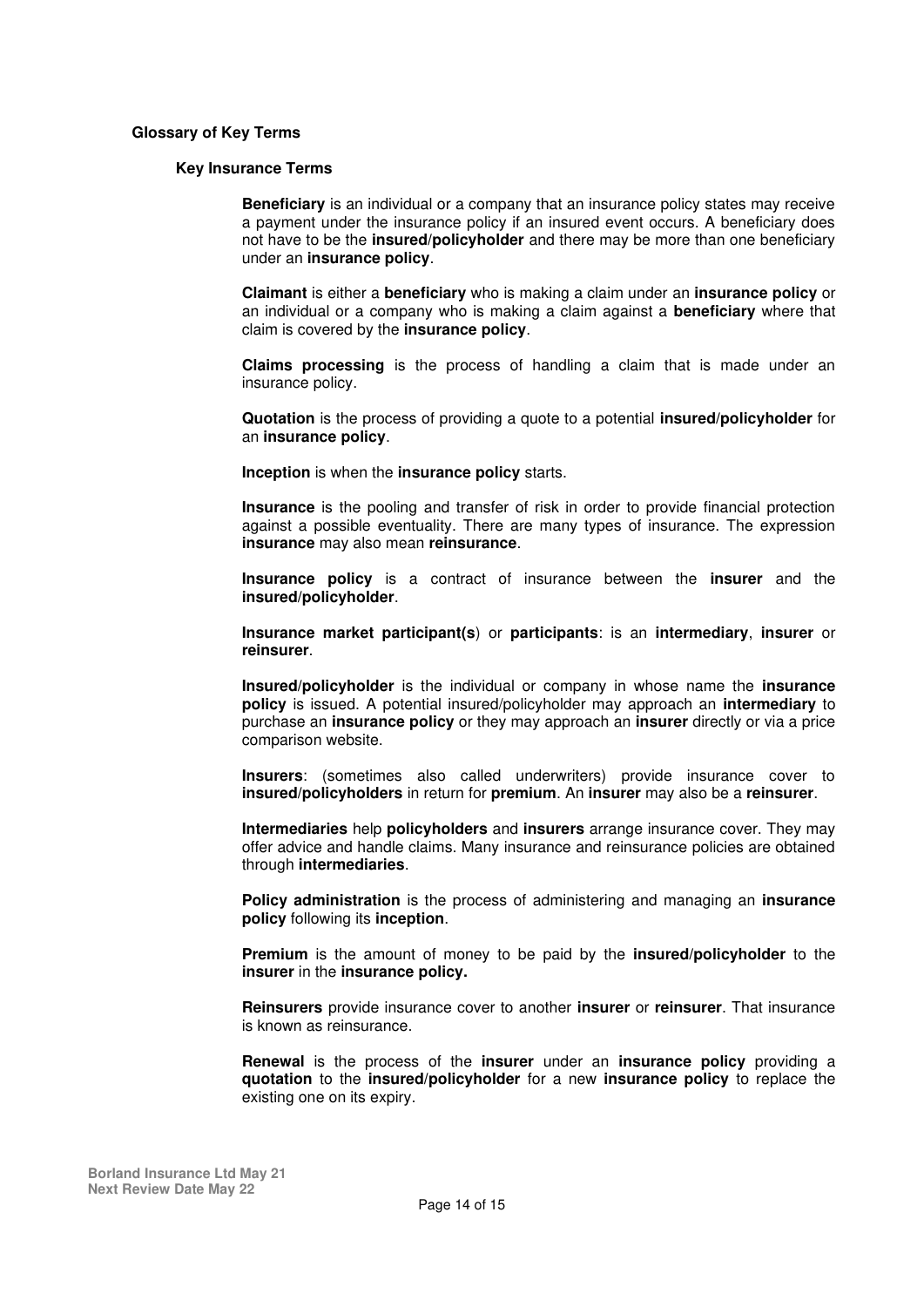## Glossary of Key Terms

### Key Insurance Terms

**Beneficiary** is an individual or a company that an insurance policy states may receive a payment under the insurance policy if an insured event occurs. A beneficiary does not have to be the **insured/policyholder** and there may be more than one beneficiary under an **insurance policy**.

**Claimant** is either a **beneficiary** who is making a claim under an **insurance policy** or an individual or a company who is making a claim against a **beneficiary** where that claim is covered by the **insurance policy**.

**Claims processing** is the process of handling a claim that is made under an insurance policy.

**Quotation** is the process of providing a quote to a potential **insured/policyholder** for an **insurance policy**.

**Inception** is when the **insurance policy** starts.

**Insurance** is the pooling and transfer of risk in order to provide financial protection against a possible eventuality. There are many types of insurance. The expression **insurance** may also mean **reinsurance**.

**Insurance policy** is a contract of insurance between the **insurer** and the **insured/policyholder**.

**Insurance market participant(s**) or **participants**: is an **intermediary**, **insurer** or **reinsurer**.

**Insured/policyholder** is the individual or company in whose name the **insurance policy** is issued. A potential insured/policyholder may approach an **intermediary** to purchase an **insurance policy** or they may approach an **insurer** directly or via a price comparison website.

**Insurers**: (sometimes also called underwriters) provide insurance cover to **insured/policyholders** in return for **premium**. An **insurer** may also be a **reinsurer**.

**Intermediaries** help **policyholders** and **insurers** arrange insurance cover. They may offer advice and handle claims. Many insurance and reinsurance policies are obtained through **intermediaries**.

**Policy administration** is the process of administering and managing an **insurance policy** following its **inception**.

**Premium** is the amount of money to be paid by the **insured/policyholder** to the **insurer** in the **insurance policy.**

**Reinsurers** provide insurance cover to another **insurer** or **reinsurer**. That insurance is known as reinsurance.

**Renewal** is the process of the **insurer** under an **insurance policy** providing a **quotation** to the **insured/policyholder** for a new **insurance policy** to replace the existing one on its expiry.

**Borland Insurance Ltd May 21**
**Next Review Date May 22**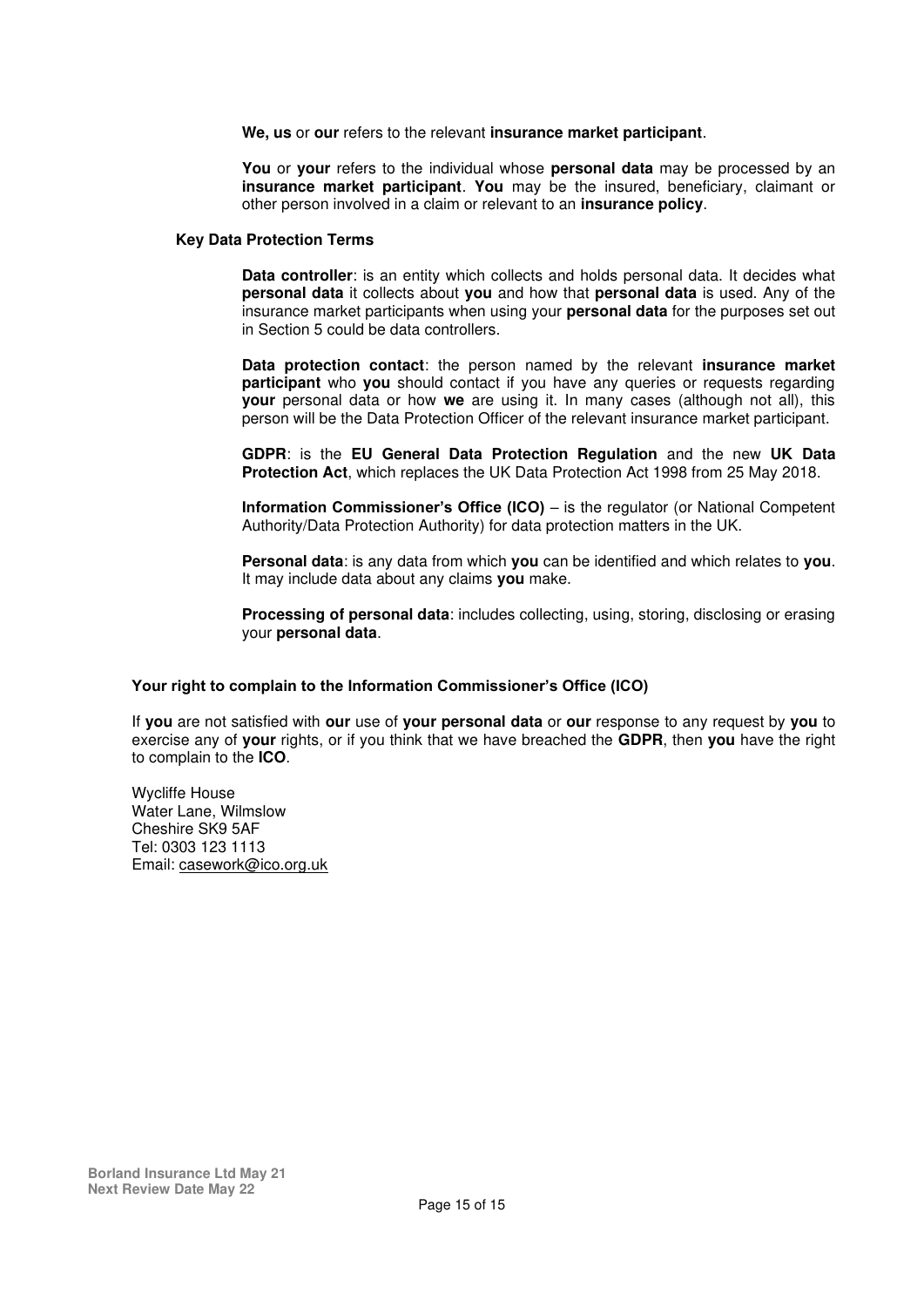**We, us** or **our** refers to the relevant **insurance market participant**.

**You** or **your** refers to the individual whose **personal data** may be processed by an **insurance market participant**. **You** may be the insured, beneficiary, claimant or other person involved in a claim or relevant to an **insurance policy**.

### Key Data Protection Terms

**Data controller**: is an entity which collects and holds personal data. It decides what **personal data** it collects about **you** and how that **personal data** is used. Any of the insurance market participants when using your **personal data** for the purposes set out in Section 5 could be data controllers.

**Data protection contact**: the person named by the relevant **insurance market participant** who **you** should contact if you have any queries or requests regarding **your** personal data or how **we** are using it. In many cases (although not all), this person will be the Data Protection Officer of the relevant insurance market participant.

**GDPR**: is the **EU General Data Protection Regulation** and the new **UK Data Protection Act**, which replaces the UK Data Protection Act 1998 from 25 May 2018.

**Information Commissioner's Office (ICO)** – is the regulator (or National Competent Authority/Data Protection Authority) for data protection matters in the UK.

**Personal data**: is any data from which **you** can be identified and which relates to **you**. It may include data about any claims **you** make.

**Processing of personal data**: includes collecting, using, storing, disclosing or erasing your **personal data**.

### Your right to complain to the Information Commissioner's Office (ICO)

If **you** are not satisfied with **our** use of **your personal data** or **our** response to any request by **you** to exercise any of **your** rights, or if you think that we have breached the **GDPR**, then **you** have the right to complain to the **ICO**.

Wycliffe House
Water Lane, Wilmslow
Cheshire SK9 5AF
Tel: 0303 123 1113
Email: casework@ico.org.uk

**Borland Insurance Ltd May 21**
**Next Review Date May 22**